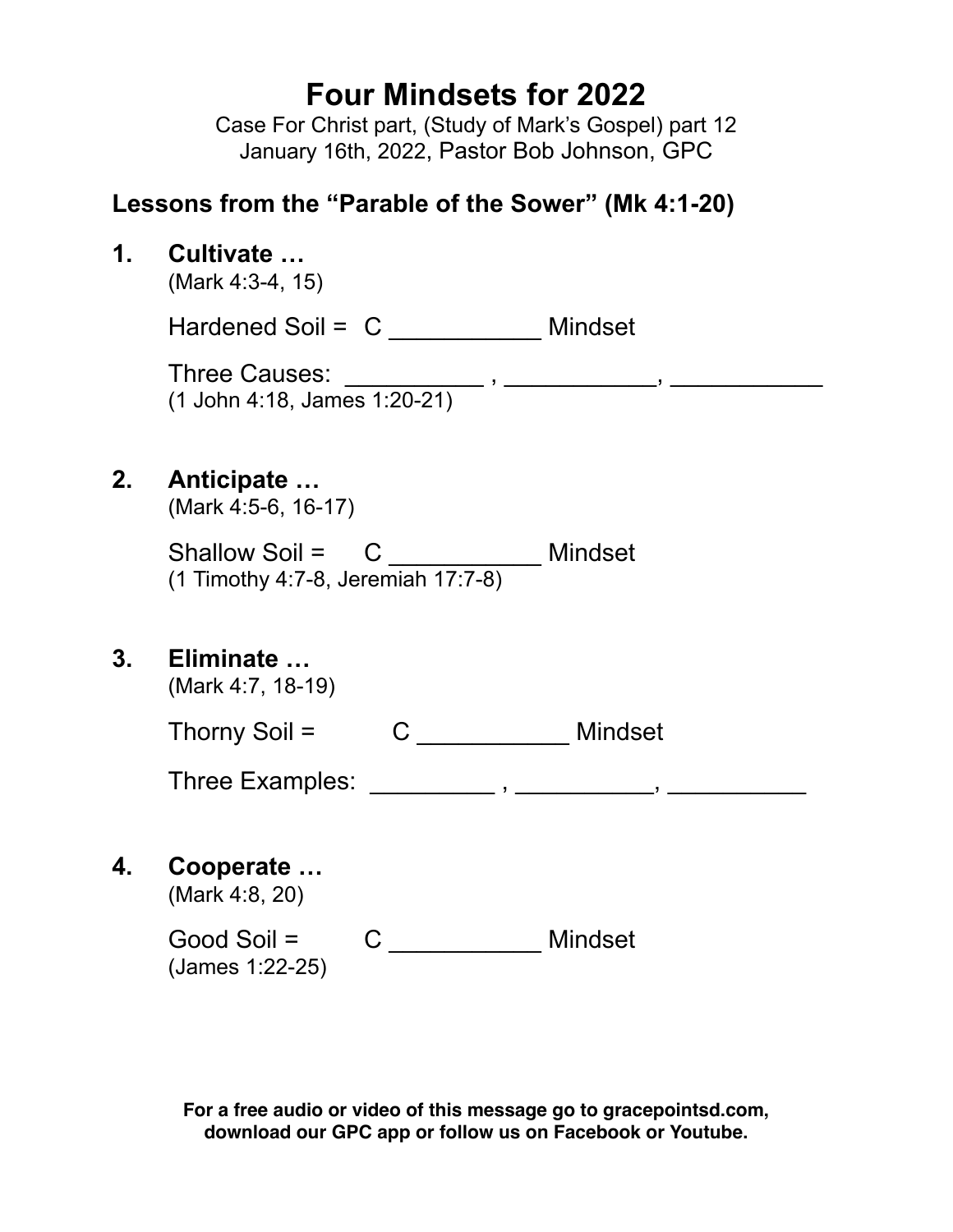# Four Mindsets for 2022

Case For Christ part, (Study of Mark's Gospel) part 12
January 16th, 2022, Pastor Bob Johnson, GPC

## Lessons from the "Parable of the Sower" (Mk 4:1-20)

**1. Cultivate …**
(Mark 4:3-4, 15)

Hardened Soil = C ___________ Mindset

Three Causes: __________ , ___________, ___________
(1 John 4:18, James 1:20-21)

**2. Anticipate …**
(Mark 4:5-6, 16-17)

Shallow Soil = C ___________ Mindset
(1 Timothy 4:7-8, Jeremiah 17:7-8)

**3. Eliminate …**
(Mark 4:7, 18-19)

Thorny Soil = C ___________ Mindset

Three Examples: _________ , __________, __________

**4. Cooperate …**
(Mark 4:8, 20)

Good Soil = C ___________ Mindset
(James 1:22-25)

**For a free audio or video of this message go to gracepointsd.com, download our GPC app or follow us on Facebook or Youtube.**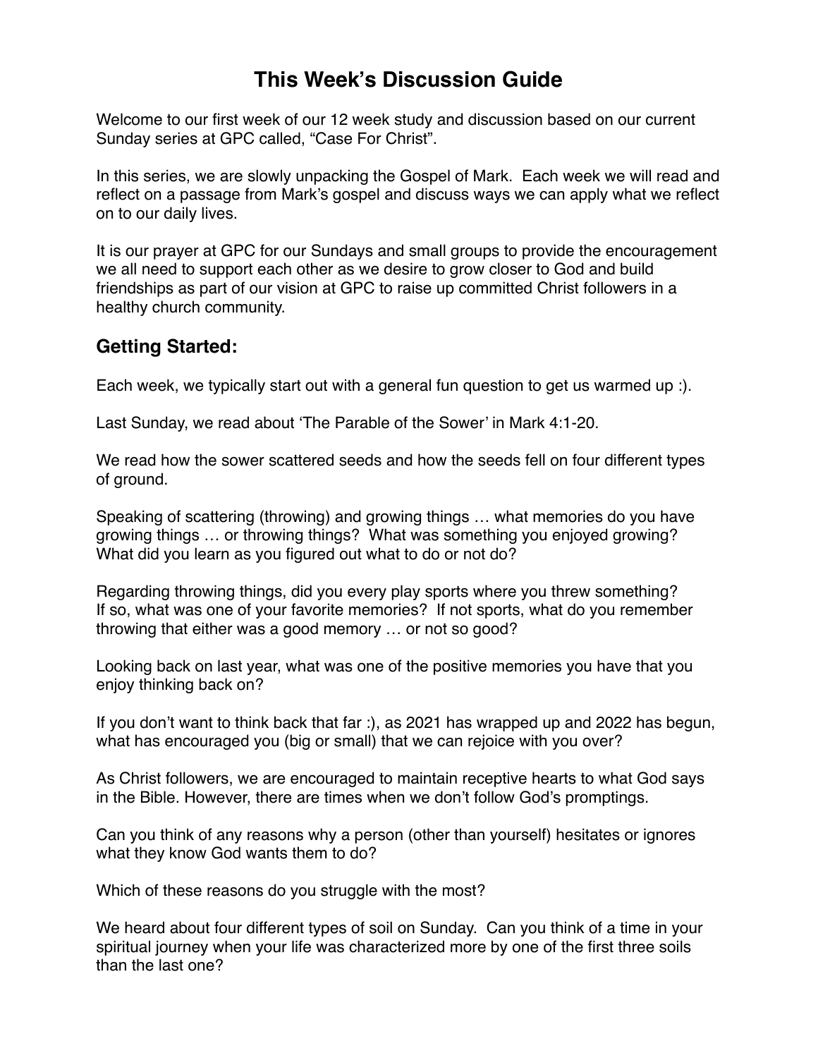# This Week's Discussion Guide

Welcome to our first week of our 12 week study and discussion based on our current Sunday series at GPC called, "Case For Christ".

In this series, we are slowly unpacking the Gospel of Mark. Each week we will read and reflect on a passage from Mark's gospel and discuss ways we can apply what we reflect on to our daily lives.

It is our prayer at GPC for our Sundays and small groups to provide the encouragement we all need to support each other as we desire to grow closer to God and build friendships as part of our vision at GPC to raise up committed Christ followers in a healthy church community.

## Getting Started:

Each week, we typically start out with a general fun question to get us warmed up :).

Last Sunday, we read about 'The Parable of the Sower' in Mark 4:1-20.

We read how the sower scattered seeds and how the seeds fell on four different types of ground.

Speaking of scattering (throwing) and growing things … what memories do you have growing things … or throwing things? What was something you enjoyed growing? What did you learn as you figured out what to do or not do?

Regarding throwing things, did you every play sports where you threw something? If so, what was one of your favorite memories? If not sports, what do you remember throwing that either was a good memory … or not so good?

Looking back on last year, what was one of the positive memories you have that you enjoy thinking back on?

If you don't want to think back that far :), as 2021 has wrapped up and 2022 has begun, what has encouraged you (big or small) that we can rejoice with you over?

As Christ followers, we are encouraged to maintain receptive hearts to what God says in the Bible. However, there are times when we don't follow God's promptings.

Can you think of any reasons why a person (other than yourself) hesitates or ignores what they know God wants them to do?

Which of these reasons do you struggle with the most?

We heard about four different types of soil on Sunday. Can you think of a time in your spiritual journey when your life was characterized more by one of the first three soils than the last one?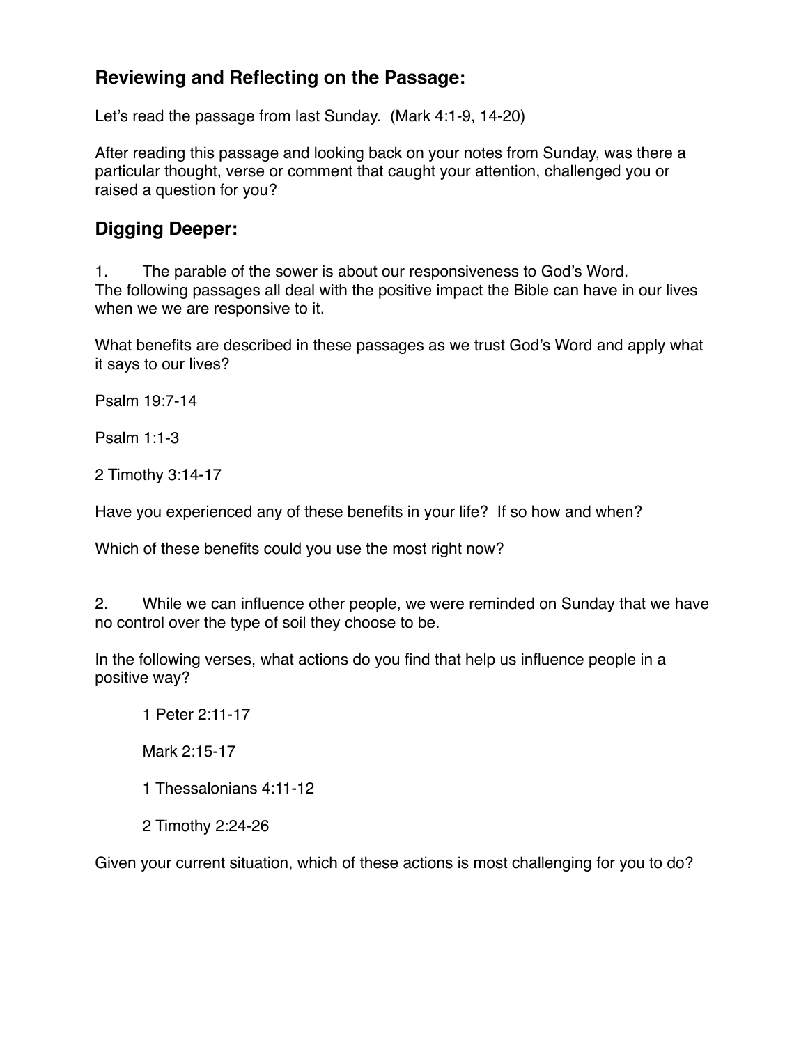## Reviewing and Reflecting on the Passage:

Let's read the passage from last Sunday. (Mark 4:1-9, 14-20)

After reading this passage and looking back on your notes from Sunday, was there a particular thought, verse or comment that caught your attention, challenged you or raised a question for you?

## Digging Deeper:

1. The parable of the sower is about our responsiveness to God's Word.
The following passages all deal with the positive impact the Bible can have in our lives when we we are responsive to it.

What benefits are described in these passages as we trust God's Word and apply what it says to our lives?

Psalm 19:7-14

Psalm 1:1-3

2 Timothy 3:14-17

Have you experienced any of these benefits in your life? If so how and when?

Which of these benefits could you use the most right now?

2. While we can influence other people, we were reminded on Sunday that we have no control over the type of soil they choose to be.

In the following verses, what actions do you find that help us influence people in a positive way?

> 1 Peter 2:11-17
>
> Mark 2:15-17
>
> 1 Thessalonians 4:11-12
>
> 2 Timothy 2:24-26

Given your current situation, which of these actions is most challenging for you to do?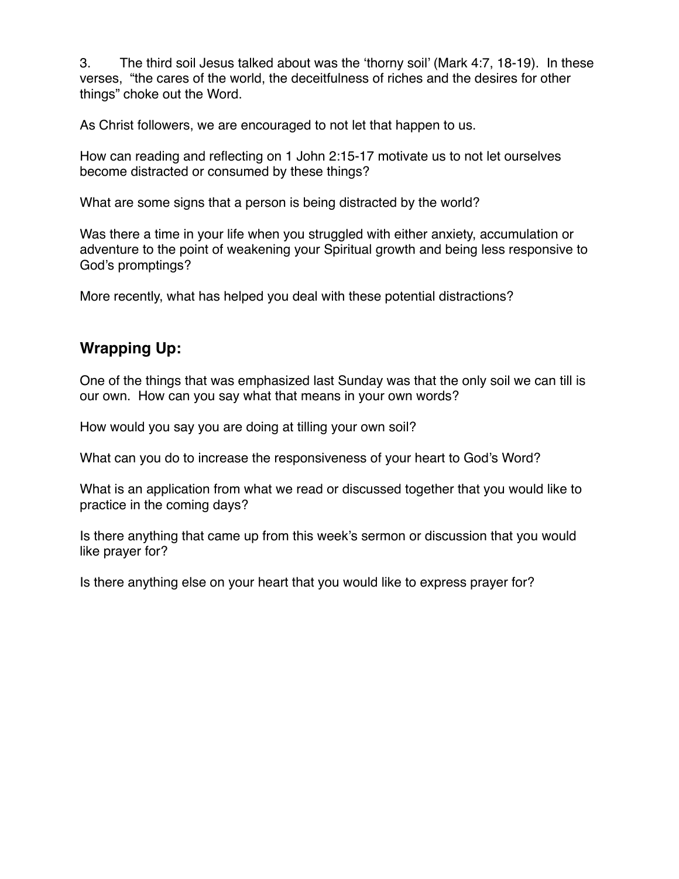3. The third soil Jesus talked about was the 'thorny soil' (Mark 4:7, 18-19). In these verses, "the cares of the world, the deceitfulness of riches and the desires for other things" choke out the Word.

As Christ followers, we are encouraged to not let that happen to us.

How can reading and reflecting on 1 John 2:15-17 motivate us to not let ourselves become distracted or consumed by these things?

What are some signs that a person is being distracted by the world?

Was there a time in your life when you struggled with either anxiety, accumulation or adventure to the point of weakening your Spiritual growth and being less responsive to God's promptings?

More recently, what has helped you deal with these potential distractions?

## Wrapping Up:

One of the things that was emphasized last Sunday was that the only soil we can till is our own. How can you say what that means in your own words?

How would you say you are doing at tilling your own soil?

What can you do to increase the responsiveness of your heart to God's Word?

What is an application from what we read or discussed together that you would like to practice in the coming days?

Is there anything that came up from this week's sermon or discussion that you would like prayer for?

Is there anything else on your heart that you would like to express prayer for?